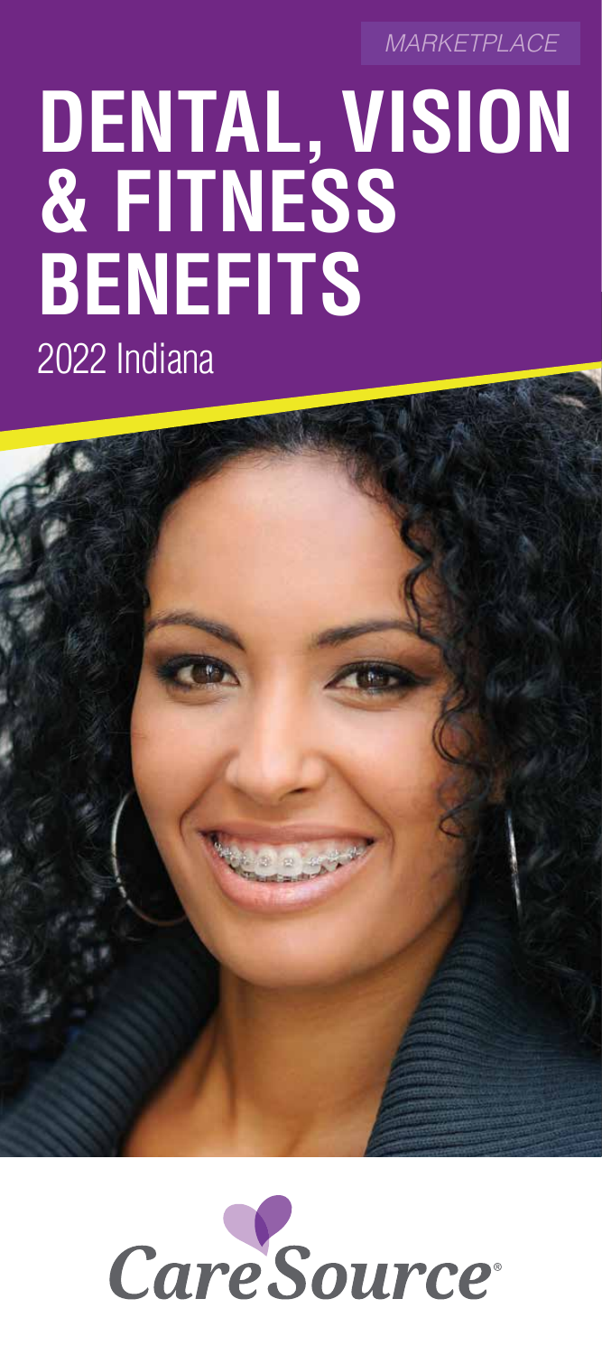*MARKETPLACE*

# DENTAL, VISION & FITNESS BENEFITS

2022 Indiana

CareSource®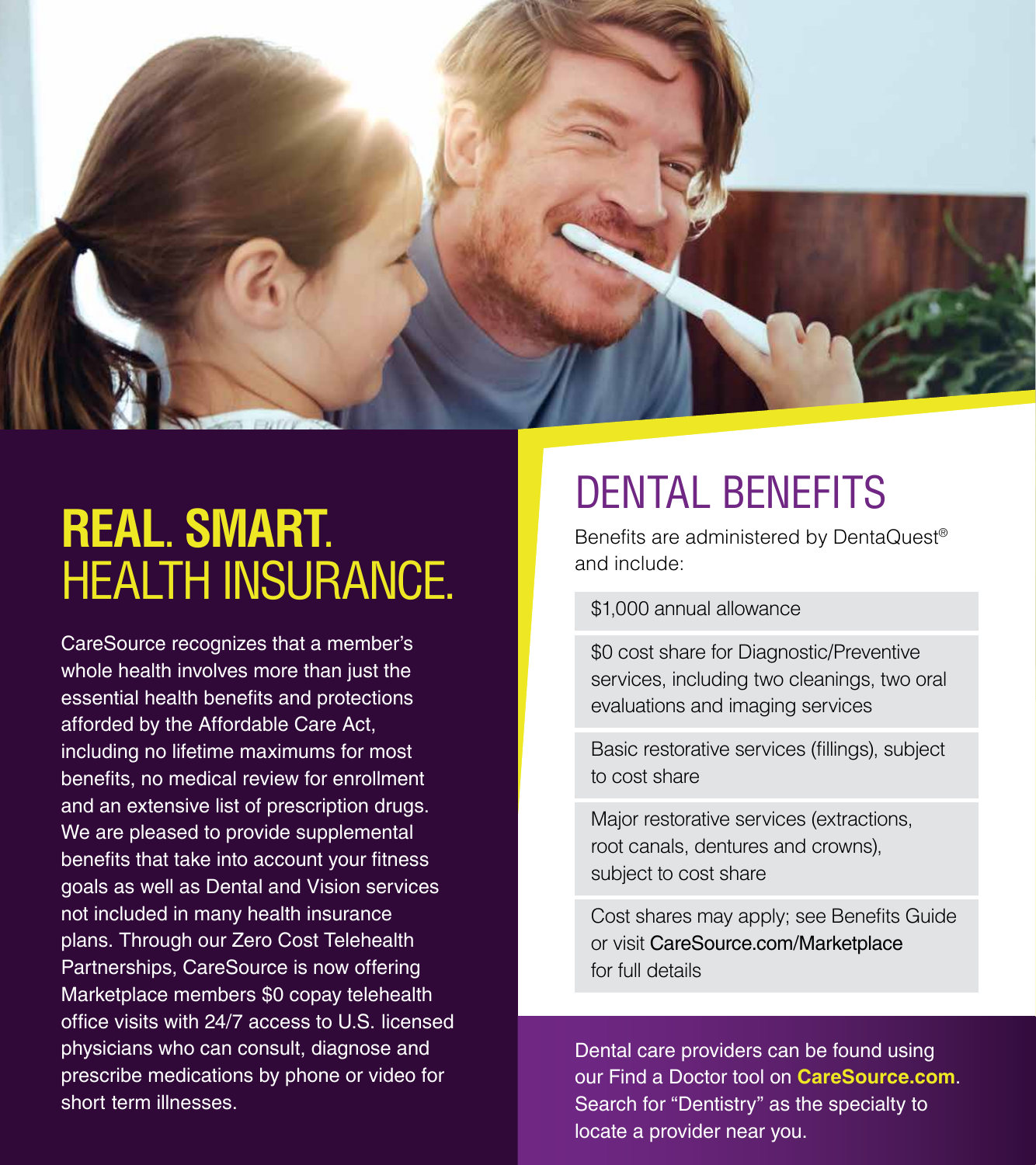# REAL. SMART. HEALTH INSURANCE.

CareSource recognizes that a member's whole health involves more than just the essential health benefits and protections afforded by the Affordable Care Act, including no lifetime maximums for most benefits, no medical review for enrollment and an extensive list of prescription drugs. We are pleased to provide supplemental benefits that take into account your fitness goals as well as Dental and Vision services not included in many health insurance plans. Through our Zero Cost Telehealth Partnerships, CareSource is now offering Marketplace members $0 copay telehealth office visits with 24/7 access to U.S. licensed physicians who can consult, diagnose and prescribe medications by phone or video for short term illnesses.

## DENTAL BENEFITS

Benefits are administered by DentaQuest® and include:

- $1,000 annual allowance
- $0 cost share for Diagnostic/Preventive services, including two cleanings, two oral evaluations and imaging services
- Basic restorative services (fillings), subject to cost share
- Major restorative services (extractions, root canals, dentures and crowns), subject to cost share
- Cost shares may apply; see Benefits Guide or visit CareSource.com/Marketplace for full details

Dental care providers can be found using our Find a Doctor tool on **CareSource.com**. Search for "Dentistry" as the specialty to locate a provider near you.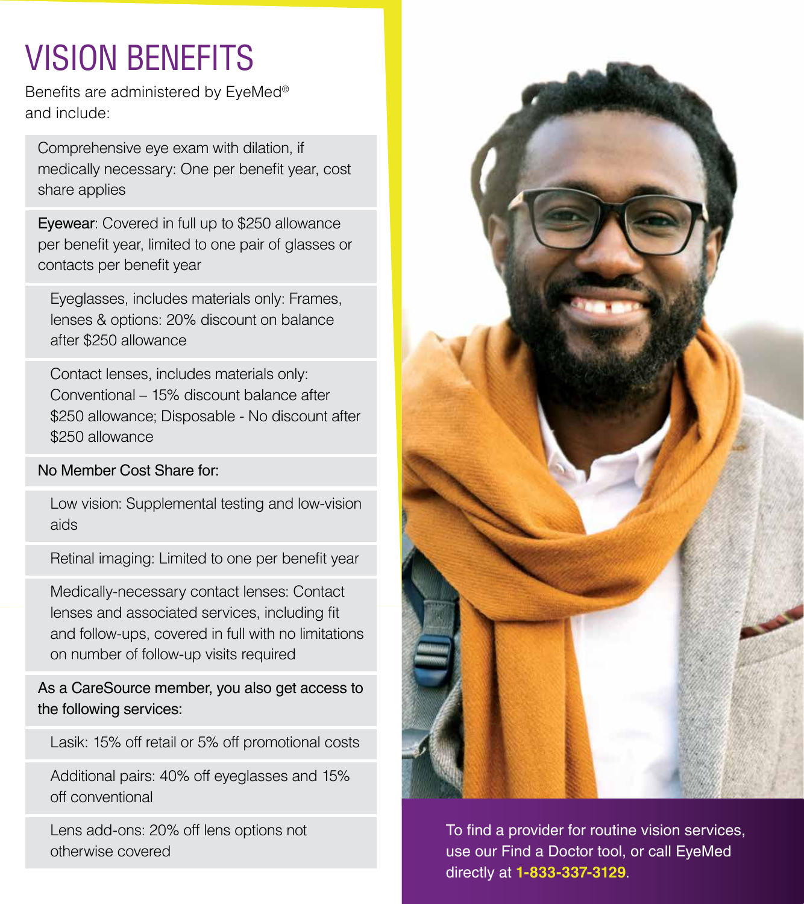# VISION BENEFITS

Benefits are administered by EyeMed® and include:

- Comprehensive eye exam with dilation, if medically necessary: One per benefit year, cost share applies
- Eyewear: Covered in full up to $250 allowance per benefit year, limited to one pair of glasses or contacts per benefit year
  - Eyeglasses, includes materials only: Frames, lenses & options: 20% discount on balance after $250 allowance
  - Contact lenses, includes materials only: Conventional – 15% discount balance after $250 allowance; Disposable - No discount after $250 allowance
- No Member Cost Share for:
  - Low vision: Supplemental testing and low-vision aids
  - Retinal imaging: Limited to one per benefit year
  - Medically-necessary contact lenses: Contact lenses and associated services, including fit and follow-ups, covered in full with no limitations on number of follow-up visits required
- As a CareSource member, you also get access to the following services:
  - Lasik: 15% off retail or 5% off promotional costs
  - Additional pairs: 40% off eyeglasses and 15% off conventional
  - Lens add-ons: 20% off lens options not otherwise covered

To find a provider for routine vision services, use our Find a Doctor tool, or call EyeMed directly at **1-833-337-3129**.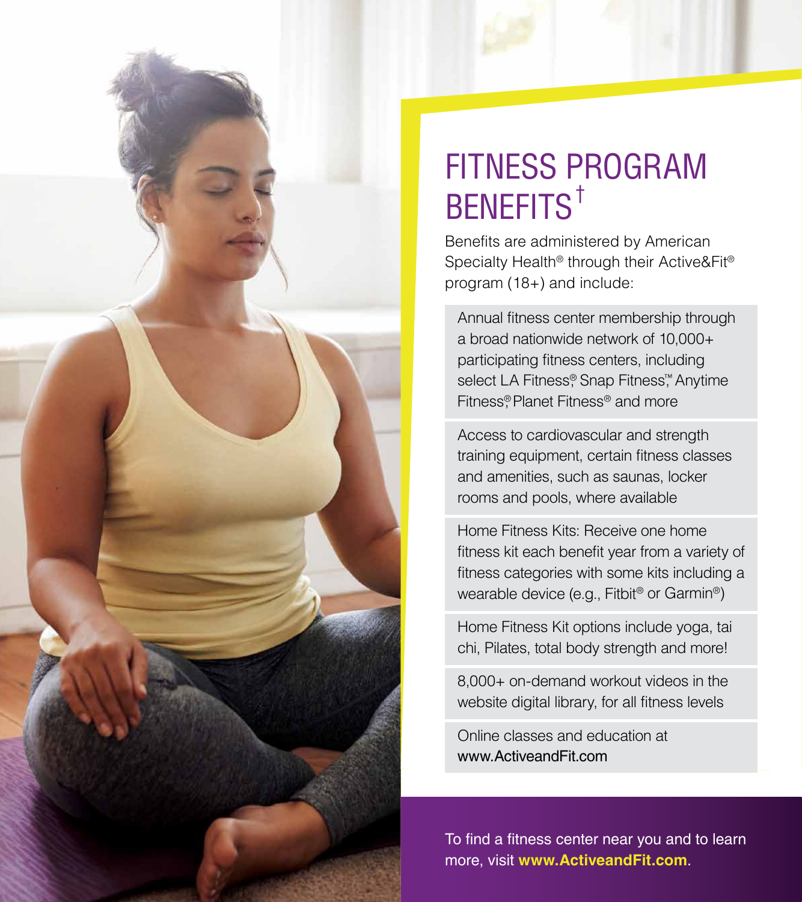# FITNESS PROGRAM BENEFITS†

Benefits are administered by American Specialty Health® through their Active&Fit® program (18+) and include:

- Annual fitness center membership through a broad nationwide network of 10,000+ participating fitness centers, including select LA Fitness®, Snap Fitness™, Anytime Fitness®, Planet Fitness® and more
- Access to cardiovascular and strength training equipment, certain fitness classes and amenities, such as saunas, locker rooms and pools, where available
- Home Fitness Kits: Receive one home fitness kit each benefit year from a variety of fitness categories with some kits including a wearable device (e.g., Fitbit® or Garmin®)
- Home Fitness Kit options include yoga, tai chi, Pilates, total body strength and more!
- 8,000+ on-demand workout videos in the website digital library, for all fitness levels
- Online classes and education at www.ActiveandFit.com

To find a fitness center near you and to learn more, visit **www.ActiveandFit.com**.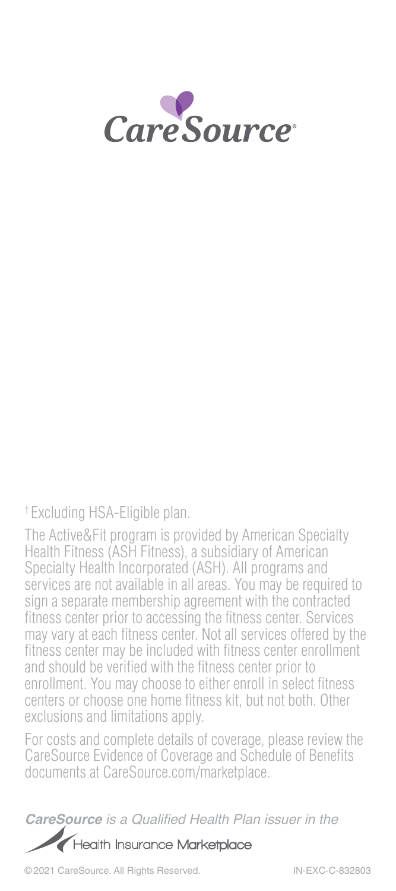CareSource

† Excluding HSA-Eligible plan.

The Active&Fit program is provided by American Specialty Health Fitness (ASH Fitness), a subsidiary of American Specialty Health Incorporated (ASH). All programs and services are not available in all areas. You may be required to sign a separate membership agreement with the contracted fitness center prior to accessing the fitness center. Services may vary at each fitness center. Not all services offered by the fitness center may be included with fitness center enrollment and should be verified with the fitness center prior to enrollment. You may choose to either enroll in select fitness centers or choose one home fitness kit, but not both. Other exclusions and limitations apply.

For costs and complete details of coverage, please review the CareSource Evidence of Coverage and Schedule of Benefits documents at CareSource.com/marketplace.

***CareSource*** *is a Qualified Health Plan issuer in the*

Health Insurance Marketplace

© 2021 CareSource. All Rights Reserved. IN-EXC-C-832803